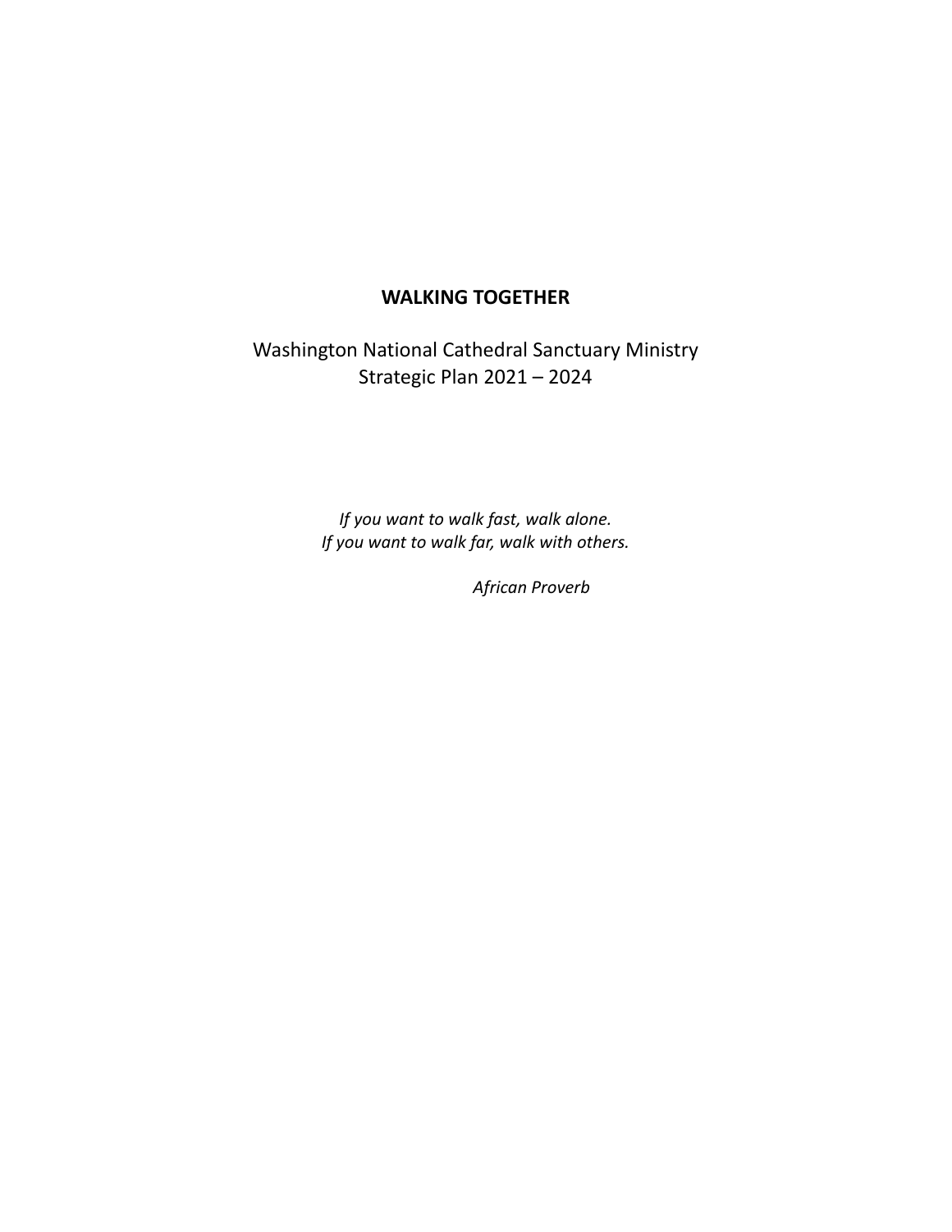# WALKING TOGETHER

Washington National Cathedral Sanctuary Ministry
Strategic Plan 2021 – 2024

*If you want to walk fast, walk alone.*
*If you want to walk far, walk with others.*

*African Proverb*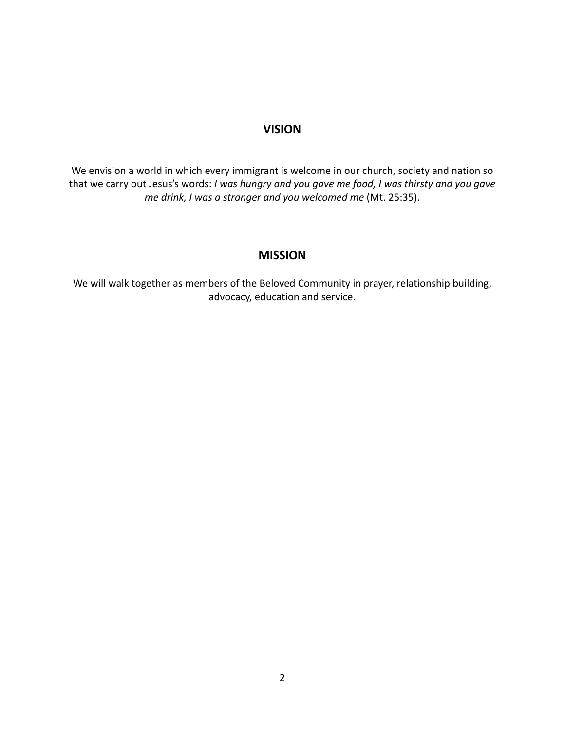## VISION

We envision a world in which every immigrant is welcome in our church, society and nation so that we carry out Jesus's words: *I was hungry and you gave me food, I was thirsty and you gave me drink, I was a stranger and you welcomed me* (Mt. 25:35).

## MISSION

We will walk together as members of the Beloved Community in prayer, relationship building, advocacy, education and service.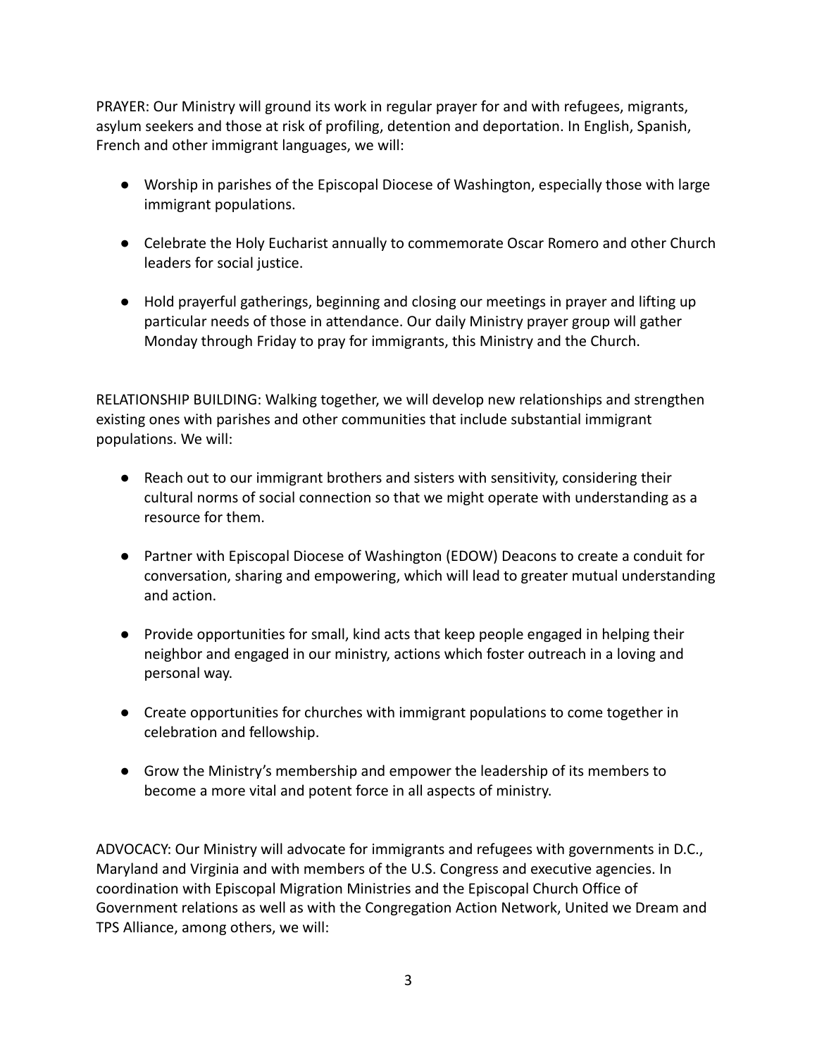PRAYER: Our Ministry will ground its work in regular prayer for and with refugees, migrants, asylum seekers and those at risk of profiling, detention and deportation. In English, Spanish, French and other immigrant languages, we will:

- Worship in parishes of the Episcopal Diocese of Washington, especially those with large immigrant populations.
- Celebrate the Holy Eucharist annually to commemorate Oscar Romero and other Church leaders for social justice.
- Hold prayerful gatherings, beginning and closing our meetings in prayer and lifting up particular needs of those in attendance. Our daily Ministry prayer group will gather Monday through Friday to pray for immigrants, this Ministry and the Church.

RELATIONSHIP BUILDING: Walking together, we will develop new relationships and strengthen existing ones with parishes and other communities that include substantial immigrant populations. We will:

- Reach out to our immigrant brothers and sisters with sensitivity, considering their cultural norms of social connection so that we might operate with understanding as a resource for them.
- Partner with Episcopal Diocese of Washington (EDOW) Deacons to create a conduit for conversation, sharing and empowering, which will lead to greater mutual understanding and action.
- Provide opportunities for small, kind acts that keep people engaged in helping their neighbor and engaged in our ministry, actions which foster outreach in a loving and personal way.
- Create opportunities for churches with immigrant populations to come together in celebration and fellowship.
- Grow the Ministry's membership and empower the leadership of its members to become a more vital and potent force in all aspects of ministry.

ADVOCACY: Our Ministry will advocate for immigrants and refugees with governments in D.C., Maryland and Virginia and with members of the U.S. Congress and executive agencies. In coordination with Episcopal Migration Ministries and the Episcopal Church Office of Government relations as well as with the Congregation Action Network, United we Dream and TPS Alliance, among others, we will: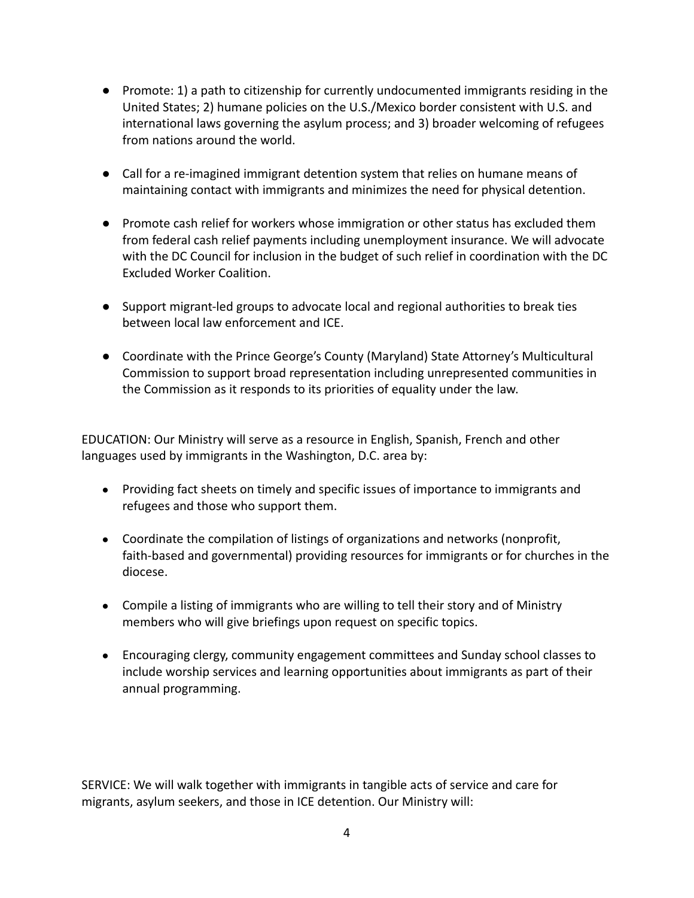- Promote: 1) a path to citizenship for currently undocumented immigrants residing in the United States; 2) humane policies on the U.S./Mexico border consistent with U.S. and international laws governing the asylum process; and 3) broader welcoming of refugees from nations around the world.

- Call for a re-imagined immigrant detention system that relies on humane means of maintaining contact with immigrants and minimizes the need for physical detention.

- Promote cash relief for workers whose immigration or other status has excluded them from federal cash relief payments including unemployment insurance. We will advocate with the DC Council for inclusion in the budget of such relief in coordination with the DC Excluded Worker Coalition.

- Support migrant-led groups to advocate local and regional authorities to break ties between local law enforcement and ICE.

- Coordinate with the Prince George's County (Maryland) State Attorney's Multicultural Commission to support broad representation including unrepresented communities in the Commission as it responds to its priorities of equality under the law.

EDUCATION: Our Ministry will serve as a resource in English, Spanish, French and other languages used by immigrants in the Washington, D.C. area by:

- Providing fact sheets on timely and specific issues of importance to immigrants and refugees and those who support them.

- Coordinate the compilation of listings of organizations and networks (nonprofit, faith-based and governmental) providing resources for immigrants or for churches in the diocese.

- Compile a listing of immigrants who are willing to tell their story and of Ministry members who will give briefings upon request on specific topics.

- Encouraging clergy, community engagement committees and Sunday school classes to include worship services and learning opportunities about immigrants as part of their annual programming.

SERVICE: We will walk together with immigrants in tangible acts of service and care for migrants, asylum seekers, and those in ICE detention. Our Ministry will: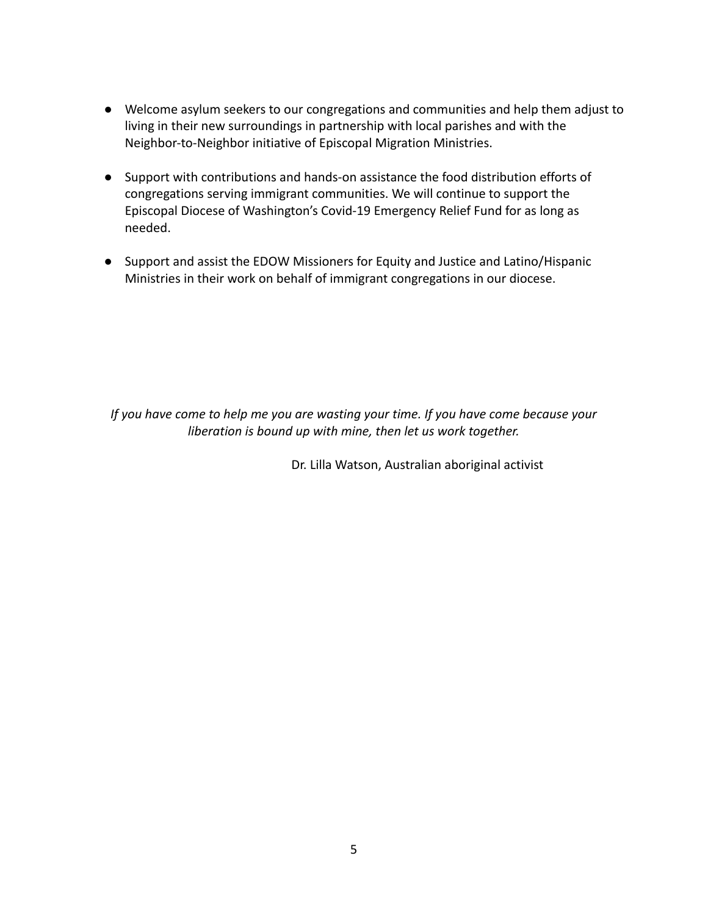- Welcome asylum seekers to our congregations and communities and help them adjust to living in their new surroundings in partnership with local parishes and with the Neighbor-to-Neighbor initiative of Episcopal Migration Ministries.

- Support with contributions and hands-on assistance the food distribution efforts of congregations serving immigrant communities. We will continue to support the Episcopal Diocese of Washington's Covid-19 Emergency Relief Fund for as long as needed.

- Support and assist the EDOW Missioners for Equity and Justice and Latino/Hispanic Ministries in their work on behalf of immigrant congregations in our diocese.

*If you have come to help me you are wasting your time. If you have come because your liberation is bound up with mine, then let us work together.*

Dr. Lilla Watson, Australian aboriginal activist